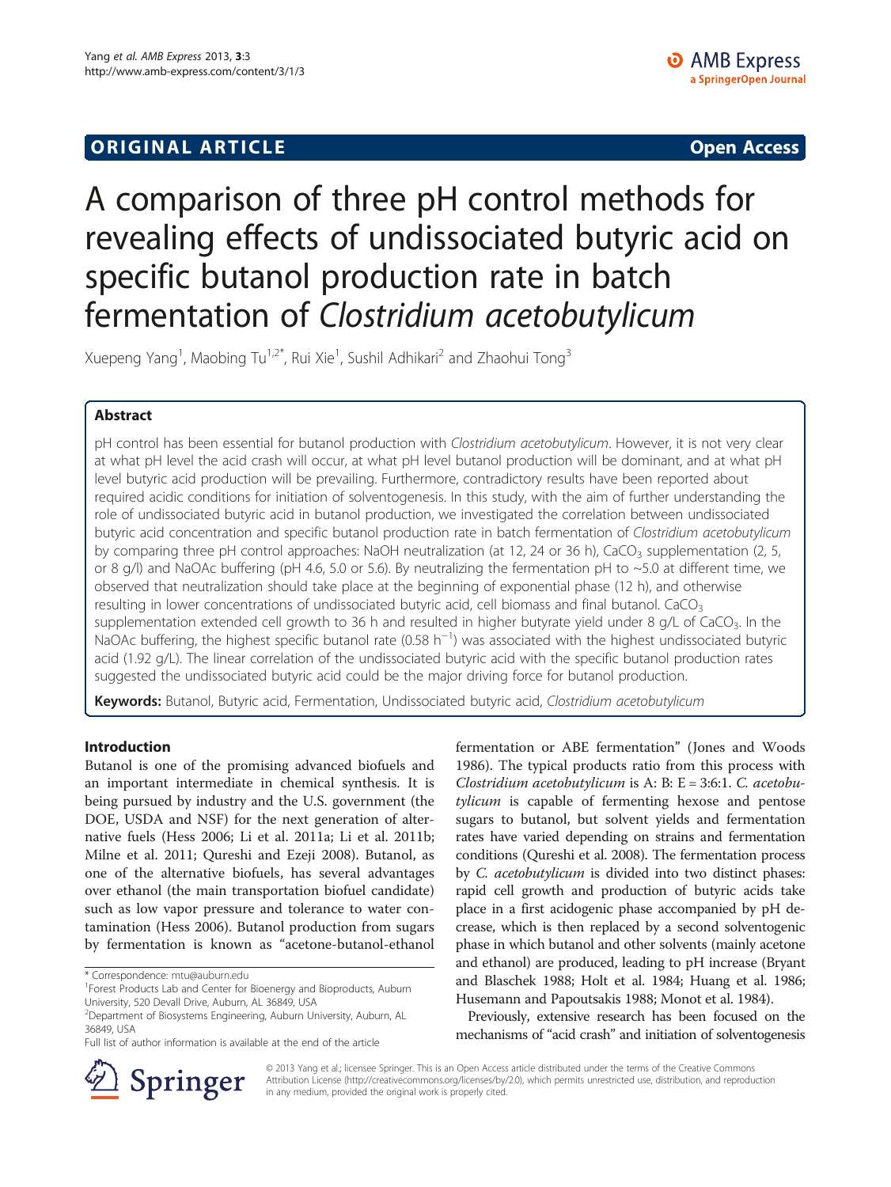ORIGINAL ARTICLE

Open Access

# A comparison of three pH control methods for revealing effects of undissociated butyric acid on specific butanol production rate in batch fermentation of *Clostridium acetobutylicum*

Xuepeng Yang[1], Maobing Tu[1,2*], Rui Xie[1], Sushil Adhikari[2] and Zhaohui Tong[3]

## Abstract

pH control has been essential for butanol production with *Clostridium acetobutylicum*. However, it is not very clear at what pH level the acid crash will occur, at what pH level butanol production will be dominant, and at what pH level butyric acid production will be prevailing. Furthermore, contradictory results have been reported about required acidic conditions for initiation of solventogenesis. In this study, with the aim of further understanding the role of undissociated butyric acid in butanol production, we investigated the correlation between undissociated butyric acid concentration and specific butanol production rate in batch fermentation of *Clostridium acetobutylicum* by comparing three pH control approaches: NaOH neutralization (at 12, 24 or 36 h), $CaCO_3$ supplementation (2, 5, or 8 g/l) and NaOAc buffering (pH 4.6, 5.0 or 5.6). By neutralizing the fermentation pH to ~5.0 at different time, we observed that neutralization should take place at the beginning of exponential phase (12 h), and otherwise resulting in lower concentrations of undissociated butyric acid, cell biomass and final butanol. $CaCO_3$ supplementation extended cell growth to 36 h and resulted in higher butyrate yield under 8 g/L of $CaCO_3$. In the NaOAc buffering, the highest specific butanol rate (0.58 $h^{-1}$) was associated with the highest undissociated butyric acid (1.92 g/L). The linear correlation of the undissociated butyric acid with the specific butanol production rates suggested the undissociated butyric acid could be the major driving force for butanol production.

**Keywords:** Butanol, Butyric acid, Fermentation, Undissociated butyric acid, *Clostridium acetobutylicum*

## Introduction

Butanol is one of the promising advanced biofuels and an important intermediate in chemical synthesis. It is being pursued by industry and the U.S. government (the DOE, USDA and NSF) for the next generation of alternative fuels (Hess 2006; Li et al. 2011a; Li et al. 2011b; Milne et al. 2011; Qureshi and Ezeji 2008). Butanol, as one of the alternative biofuels, has several advantages over ethanol (the main transportation biofuel candidate) such as low vapor pressure and tolerance to water contamination (Hess 2006). Butanol production from sugars by fermentation is known as "acetone-butanol-ethanol fermentation or ABE fermentation" (Jones and Woods 1986). The typical products ratio from this process with *Clostridium acetobutylicum* is A: B: E = 3:6:1. *C. acetobutylicum* is capable of fermenting hexose and pentose sugars to butanol, but solvent yields and fermentation rates have varied depending on strains and fermentation conditions (Qureshi et al. 2008). The fermentation process by *C. acetobutylicum* is divided into two distinct phases: rapid cell growth and production of butyric acids take place in a first acidogenic phase accompanied by pH decrease, which is then replaced by a second solventogenic phase in which butanol and other solvents (mainly acetone and ethanol) are produced, leading to pH increase (Bryant and Blaschek 1988; Holt et al. 1984; Huang et al. 1986; Husemann and Papoutsakis 1988; Monot et al. 1984).

Previously, extensive research has been focused on the mechanisms of "acid crash" and initiation of solventogenesis

\* Correspondence: mtu@auburn.edu
[1]Forest Products Lab and Center for Bioenergy and Bioproducts, Auburn University, 520 Devall Drive, Auburn, AL 36849, USA
[2]Department of Biosystems Engineering, Auburn University, Auburn, AL 36849, USA
Full list of author information is available at the end of the article

© 2013 Yang et al.; licensee Springer. This is an Open Access article distributed under the terms of the Creative Commons Attribution License (http://creativecommons.org/licenses/by/2.0), which permits unrestricted use, distribution, and reproduction in any medium, provided the original work is properly cited.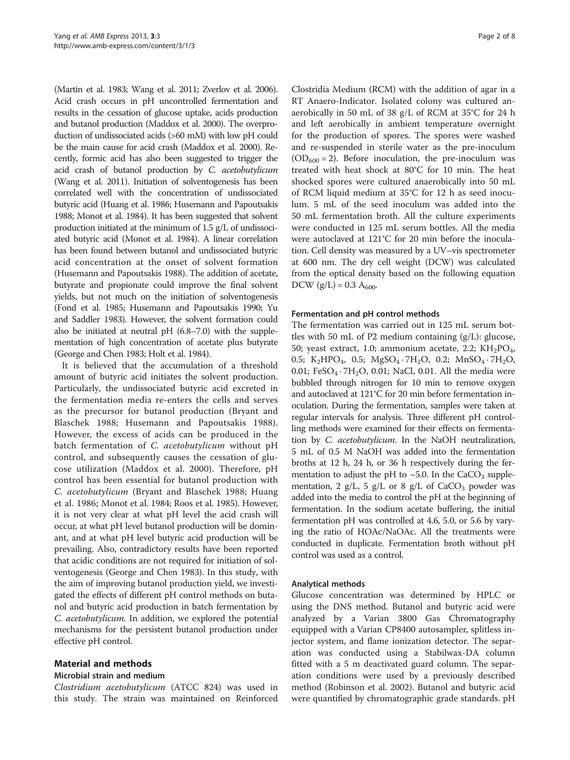(Martin et al. 1983; Wang et al. 2011; Zverlov et al. 2006). Acid crash occurs in pH uncontrolled fermentation and results in the cessation of glucose uptake, acids production and butanol production (Maddox et al. 2000). The overproduction of undissociated acids (>60 mM) with low pH could be the main cause for acid crash (Maddox et al. 2000). Recently, formic acid has also been suggested to trigger the acid crash of butanol production by *C. acetobutylicum* (Wang et al. 2011). Initiation of solventogenesis has been correlated well with the concentration of undissociated butyric acid (Huang et al. 1986; Husemann and Papoutsakis 1988; Monot et al. 1984). It has been suggested that solvent production initiated at the minimum of 1.5 g/L of undissociated butyric acid (Monot et al. 1984). A linear correlation has been found between butanol and undissociated butyric acid concentration at the onset of solvent formation (Husemann and Papoutsakis 1988). The addition of acetate, butyrate and propionate could improve the final solvent yields, but not much on the initiation of solventogenesis (Fond et al. 1985; Husemann and Papoutsakis 1990; Yu and Saddler 1983). However, the solvent formation could also be initiated at neutral pH (6.8–7.0) with the supplementation of high concentration of acetate plus butyrate (George and Chen 1983; Holt et al. 1984).

It is believed that the accumulation of a threshold amount of butyric acid initiates the solvent production. Particularly, the undissociated butyric acid excreted in the fermentation media re-enters the cells and serves as the precursor for butanol production (Bryant and Blaschek 1988; Husemann and Papoutsakis 1988). However, the excess of acids can be produced in the batch fermentation of *C. acetobutylicum* without pH control, and subsequently causes the cessation of glucose utilization (Maddox et al. 2000). Therefore, pH control has been essential for butanol production with *C. acetobutylicum* (Bryant and Blaschek 1988; Huang et al. 1986; Monot et al. 1984; Roos et al. 1985). However, it is not very clear at what pH level the acid crash will occur, at what pH level butanol production will be dominant, and at what pH level butyric acid production will be prevailing. Also, contradictory results have been reported that acidic conditions are not required for initiation of solventogenesis (George and Chen 1983). In this study, with the aim of improving butanol production yield, we investigated the effects of different pH control methods on butanol and butyric acid production in batch fermentation by *C. acetobutylicum*. In addition, we explored the potential mechanisms for the persistent butanol production under effective pH control.

## Material and methods

### Microbial strain and medium

*Clostridium acetobutylicum* (ATCC 824) was used in this study. The strain was maintained on Reinforced Clostridia Medium (RCM) with the addition of agar in a RT Anaero-Indicator. Isolated colony was cultured anaerobically in 50 mL of 38 g/L of RCM at 35°C for 24 h and left aerobically in ambient temperature overnight for the production of spores. The spores were washed and re-suspended in sterile water as the pre-inoculum ($OD_{600} = 2$). Before inoculation, the pre-inoculum was treated with heat shock at 80°C for 10 min. The heat shocked spores were cultured anaerobically into 50 mL of RCM liquid medium at 35°C for 12 h as seed inoculum. 5 mL of the seed inoculum was added into the 50 mL fermentation broth. All the culture experiments were conducted in 125 mL serum bottles. All the media were autoclaved at 121°C for 20 min before the inoculation. Cell density was measured by a UV–vis spectrometer at 600 nm. The dry cell weight (DCW) was calculated from the optical density based on the following equation DCW (g/L) = 0.3 $A_{600}$.

### Fermentation and pH control methods

The fermentation was carried out in 125 mL serum bottles with 50 mL of P2 medium containing (g/L): glucose, 50; yeast extract, 1.0; ammonium acetate, 2.2; $KH_2PO_4$, 0.5; $K_2HPO_4$, 0.5; $MgSO_4 \cdot 7H_2O$, 0.2; $MnSO_4 \cdot 7H_2O$, 0.01; $FeSO_4 \cdot 7H_2O$, 0.01; NaCl, 0.01. All the media were bubbled through nitrogen for 10 min to remove oxygen and autoclaved at 121°C for 20 min before fermentation inoculation. During the fermentation, samples were taken at regular intervals for analysis. Three different pH controlling methods were examined for their effects on fermentation by *C. acetobutylicum*. In the NaOH neutralization, 5 mL of 0.5 M NaOH was added into the fermentation broths at 12 h, 24 h, or 36 h respectively during the fermentation to adjust the pH to ~5.0. In the $CaCO_3$ supplementation, 2 g/L, 5 g/L or 8 g/L of $CaCO_3$ powder was added into the media to control the pH at the beginning of fermentation. In the sodium acetate buffering, the initial fermentation pH was controlled at 4.6, 5.0, or 5.6 by varying the ratio of HOAc/NaOAc. All the treatments were conducted in duplicate. Fermentation broth without pH control was used as a control.

### Analytical methods

Glucose concentration was determined by HPLC or using the DNS method. Butanol and butyric acid were analyzed by a Varian 3800 Gas Chromatography equipped with a Varian CP8400 autosampler, splitless injector system, and flame ionization detector. The separation was conducted using a Stabilwax-DA column fitted with a 5 m deactivated guard column. The separation conditions were used by a previously described method (Robinson et al. 2002). Butanol and butyric acid were quantified by chromatographic grade standards. pH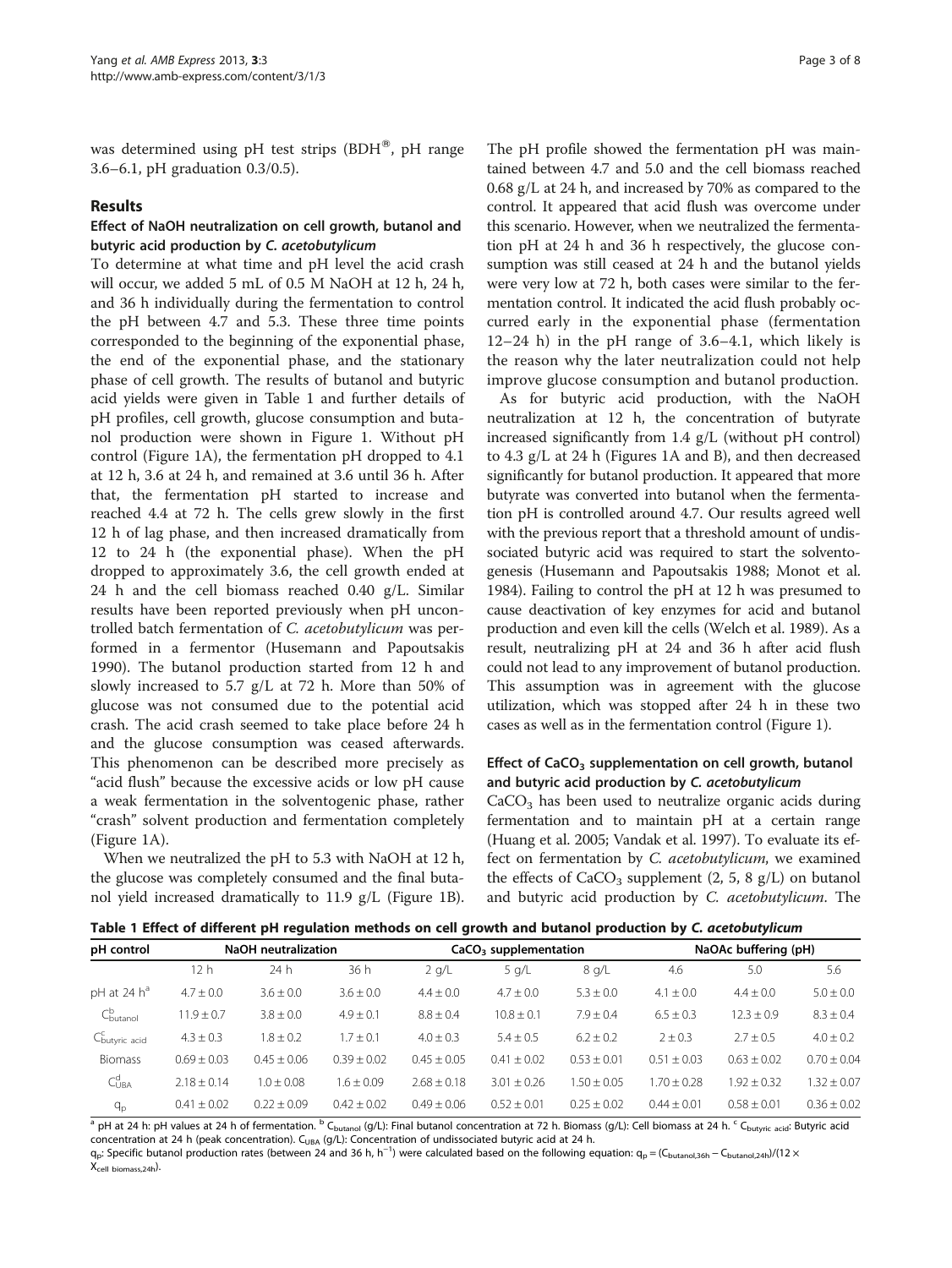was determined using pH test strips (BDH®, pH range 3.6–6.1, pH graduation 0.3/0.5).

## Results

### Effect of NaOH neutralization on cell growth, butanol and butyric acid production by *C. acetobutylicum*

To determine at what time and pH level the acid crash will occur, we added 5 mL of 0.5 M NaOH at 12 h, 24 h, and 36 h individually during the fermentation to control the pH between 4.7 and 5.3. These three time points corresponded to the beginning of the exponential phase, the end of the exponential phase, and the stationary phase of cell growth. The results of butanol and butyric acid yields were given in Table 1 and further details of pH profiles, cell growth, glucose consumption and butanol production were shown in Figure 1. Without pH control (Figure 1A), the fermentation pH dropped to 4.1 at 12 h, 3.6 at 24 h, and remained at 3.6 until 36 h. After that, the fermentation pH started to increase and reached 4.4 at 72 h. The cells grew slowly in the first 12 h of lag phase, and then increased dramatically from 12 to 24 h (the exponential phase). When the pH dropped to approximately 3.6, the cell growth ended at 24 h and the cell biomass reached 0.40 g/L. Similar results have been reported previously when pH uncontrolled batch fermentation of *C. acetobutylicum* was performed in a fermentor (Husemann and Papoutsakis 1990). The butanol production started from 12 h and slowly increased to 5.7 g/L at 72 h. More than 50% of glucose was not consumed due to the potential acid crash. The acid crash seemed to take place before 24 h and the glucose consumption was ceased afterwards. This phenomenon can be described more precisely as "acid flush" because the excessive acids or low pH cause a weak fermentation in the solventogenic phase, rather "crash" solvent production and fermentation completely (Figure 1A).

When we neutralized the pH to 5.3 with NaOH at 12 h, the glucose was completely consumed and the final butanol yield increased dramatically to 11.9 g/L (Figure 1B). The pH profile showed the fermentation pH was maintained between 4.7 and 5.0 and the cell biomass reached 0.68 g/L at 24 h, and increased by 70% as compared to the control. It appeared that acid flush was overcome under this scenario. However, when we neutralized the fermentation pH at 24 h and 36 h respectively, the glucose consumption was still ceased at 24 h and the butanol yields were very low at 72 h, both cases were similar to the fermentation control. It indicated the acid flush probably occurred early in the exponential phase (fermentation 12–24 h) in the pH range of 3.6–4.1, which likely is the reason why the later neutralization could not help improve glucose consumption and butanol production.

As for butyric acid production, with the NaOH neutralization at 12 h, the concentration of butyrate increased significantly from 1.4 g/L (without pH control) to 4.3 g/L at 24 h (Figures 1A and B), and then decreased significantly for butanol production. It appeared that more butyrate was converted into butanol when the fermentation pH is controlled around 4.7. Our results agreed well with the previous report that a threshold amount of undissociated butyric acid was required to start the solventogenesis (Husemann and Papoutsakis 1988; Monot et al. 1984). Failing to control the pH at 12 h was presumed to cause deactivation of key enzymes for acid and butanol production and even kill the cells (Welch et al. 1989). As a result, neutralizing pH at 24 and 36 h after acid flush could not lead to any improvement of butanol production. This assumption was in agreement with the glucose utilization, which was stopped after 24 h in these two cases as well as in the fermentation control (Figure 1).

### Effect of $CaCO_3$ supplementation on cell growth, butanol and butyric acid production by *C. acetobutylicum*

$CaCO_3$ has been used to neutralize organic acids during fermentation and to maintain pH at a certain range (Huang et al. 2005; Vandak et al. 1997). To evaluate its effect on fermentation by *C. acetobutylicum*, we examined the effects of $CaCO_3$ supplement (2, 5, 8 g/L) on butanol and butyric acid production by *C. acetobutylicum*. The

**Table 1 Effect of different pH regulation methods on cell growth and butanol production by *C. acetobutylicum***

| pH control | NaOH neutralization | | | $CaCO_3$ supplementation | | | NaOAc buffering (pH) | | |
|---|---|---|---|---|---|---|---|---|---|
| | 12 h | 24 h | 36 h | 2 g/L | 5 g/L | 8 g/L | 4.6 | 5.0 | 5.6 |
| pH at 24 h[a] | 4.7 ± 0.0 | 3.6 ± 0.0 | 3.6 ± 0.0 | 4.4 ± 0.0 | 4.7 ± 0.0 | 5.3 ± 0.0 | 4.1 ± 0.0 | 4.4 ± 0.0 | 5.0 ± 0.0 |
| $C^b_{butanol}$ | 11.9 ± 0.7 | 3.8 ± 0.0 | 4.9 ± 0.1 | 8.8 ± 0.4 | 10.8 ± 0.1 | 7.9 ± 0.4 | 6.5 ± 0.3 | 12.3 ± 0.9 | 8.3 ± 0.4 |
| $C^c_{butyric\ acid}$ | 4.3 ± 0.3 | 1.8 ± 0.2 | 1.7 ± 0.1 | 4.0 ± 0.3 | 5.4 ± 0.5 | 6.2 ± 0.2 | 2 ± 0.3 | 2.7 ± 0.5 | 4.0 ± 0.2 |
| Biomass | 0.69 ± 0.03 | 0.45 ± 0.06 | 0.39 ± 0.02 | 0.45 ± 0.05 | 0.41 ± 0.02 | 0.53 ± 0.01 | 0.51 ± 0.03 | 0.63 ± 0.02 | 0.70 ± 0.04 |
| $C^d_{UBA}$ | 2.18 ± 0.14 | 1.0 ± 0.08 | 1.6 ± 0.09 | 2.68 ± 0.18 | 3.01 ± 0.26 | 1.50 ± 0.05 | 1.70 ± 0.28 | 1.92 ± 0.32 | 1.32 ± 0.07 |
| $q_p$ | 0.41 ± 0.02 | 0.22 ± 0.09 | 0.42 ± 0.02 | 0.49 ± 0.06 | 0.52 ± 0.01 | 0.25 ± 0.02 | 0.44 ± 0.01 | 0.58 ± 0.01 | 0.36 ± 0.02 |

[a] pH at 24 h: pH values at 24 h of fermentation. [b] $C_{butanol}$ (g/L): Final butanol concentration at 72 h. Biomass (g/L): Cell biomass at 24 h. [c] $C_{butyric\ acid}$: Butyric acid concentration at 24 h (peak concentration). $C_{UBA}$ (g/L): Concentration of undissociated butyric acid at 24 h.
$q_p$: Specific butanol production rates (between 24 and 36 h, $h^{-1}$) were calculated based on the following equation: $q_p = (C_{butanol,36h} - C_{butanol,24h})/(12 \times X_{cell\ biomass,24h})$.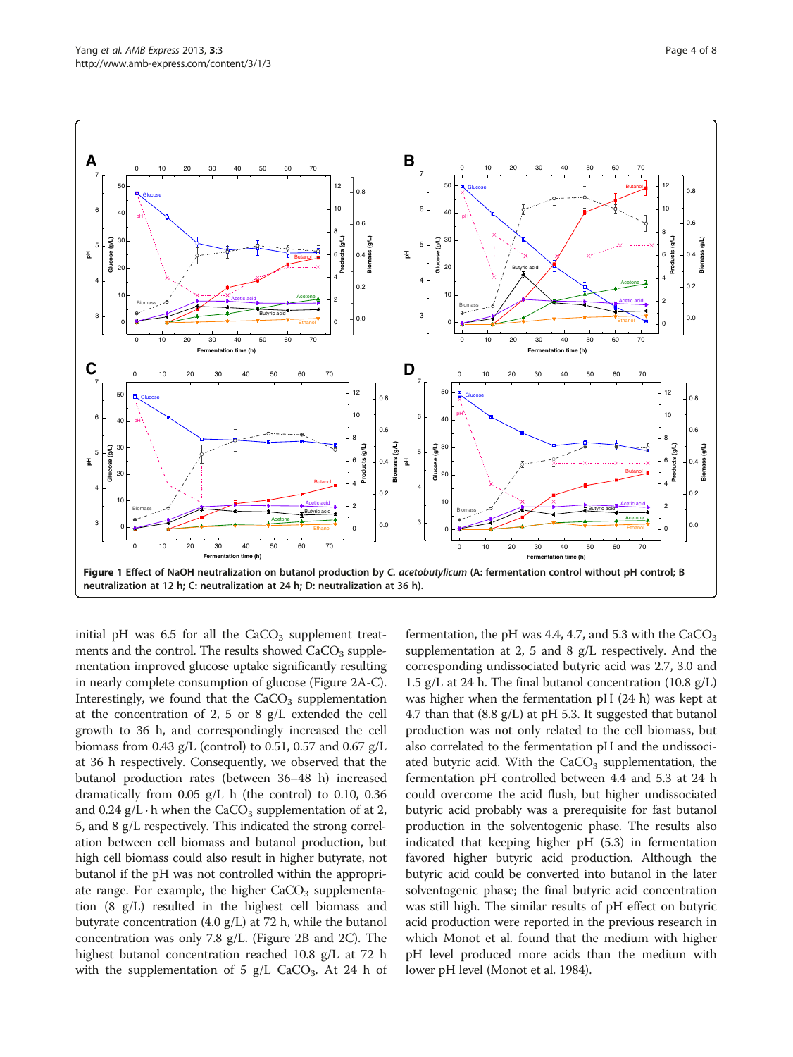**Figure 1 Effect of NaOH neutralization on butanol production by *C. acetobutylicum* (A: fermentation control without pH control; B neutralization at 12 h; C: neutralization at 24 h; D: neutralization at 36 h).**

initial pH was 6.5 for all the $CaCO_3$ supplement treatments and the control. The results showed $CaCO_3$ supplementation improved glucose uptake significantly resulting in nearly complete consumption of glucose (Figure 2A-C). Interestingly, we found that the $CaCO_3$ supplementation at the concentration of 2, 5 or 8 g/L extended the cell growth to 36 h, and correspondingly increased the cell biomass from 0.43 g/L (control) to 0.51, 0.57 and 0.67 g/L at 36 h respectively. Consequently, we observed that the butanol production rates (between 36–48 h) increased dramatically from 0.05 g/L h (the control) to 0.10, 0.36 and 0.24 g/L·h when the $CaCO_3$ supplementation of at 2, 5, and 8 g/L respectively. This indicated the strong correlation between cell biomass and butanol production, but high cell biomass could also result in higher butyrate, not butanol if the pH was not controlled within the appropriate range. For example, the higher $CaCO_3$ supplementation (8 g/L) resulted in the highest cell biomass and butyrate concentration (4.0 g/L) at 72 h, while the butanol concentration was only 7.8 g/L. (Figure 2B and 2C). The highest butanol concentration reached 10.8 g/L at 72 h with the supplementation of 5 g/L $CaCO_3$. At 24 h of fermentation, the pH was 4.4, 4.7, and 5.3 with the $CaCO_3$ supplementation at 2, 5 and 8 g/L respectively. And the corresponding undissociated butyric acid was 2.7, 3.0 and 1.5 g/L at 24 h. The final butanol concentration (10.8 g/L) was higher when the fermentation pH (24 h) was kept at 4.7 than that (8.8 g/L) at pH 5.3. It suggested that butanol production was not only related to the cell biomass, but also correlated to the fermentation pH and the undissociated butyric acid. With the $CaCO_3$ supplementation, the fermentation pH controlled between 4.4 and 5.3 at 24 h could overcome the acid flush, but higher undissociated butyric acid probably was a prerequisite for fast butanol production in the solventogenic phase. The results also indicated that keeping higher pH (5.3) in fermentation favored higher butyric acid production. Although the butyric acid could be converted into butanol in the later solventogenic phase; the final butyric acid concentration was still high. The similar results of pH effect on butyric acid production were reported in the previous research in which Monot et al. found that the medium with higher pH level produced more acids than the medium with lower pH level (Monot et al. 1984).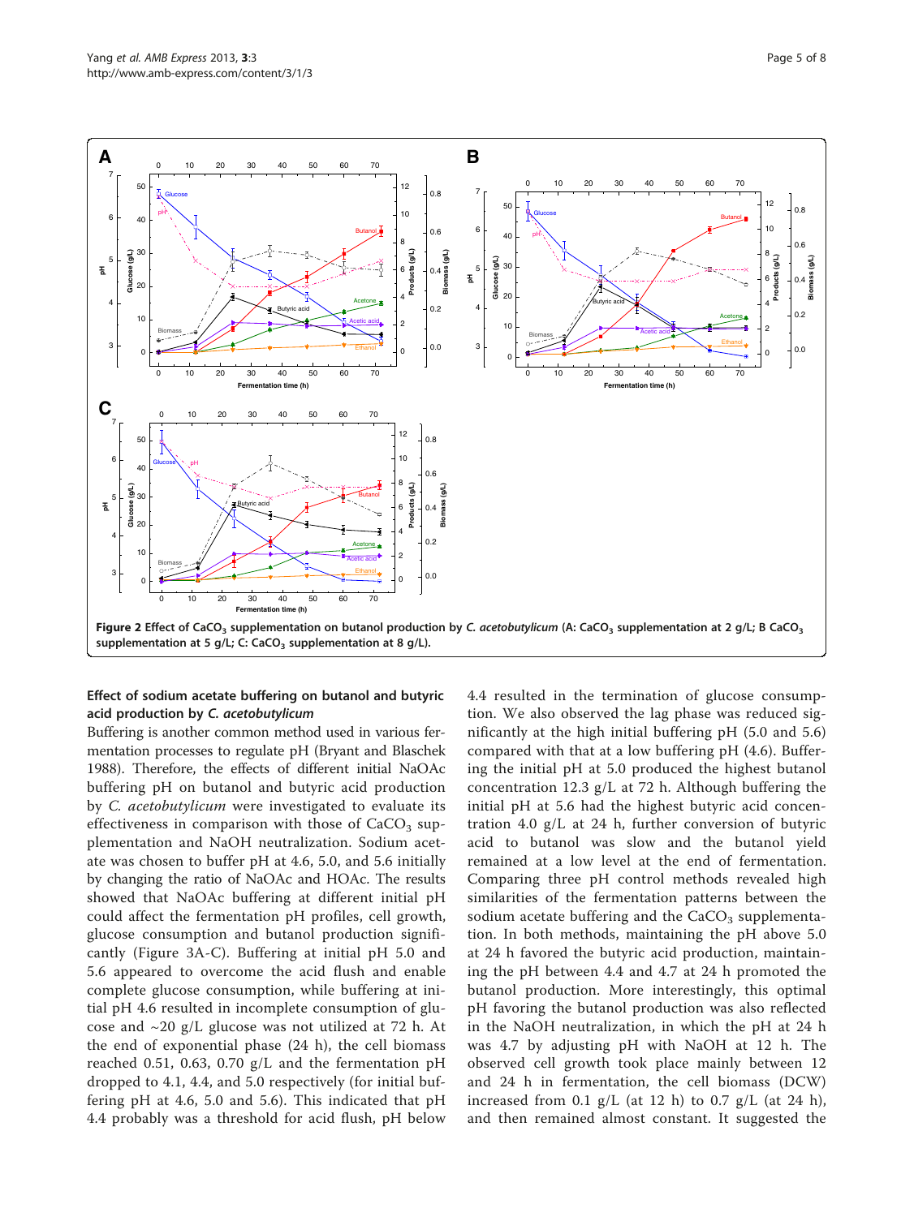Figure 2 Effect of $CaCO_3$ supplementation on butanol production by *C. acetobutylicum* (A: $CaCO_3$ supplementation at 2 g/L; B $CaCO_3$ supplementation at 5 g/L; C: $CaCO_3$ supplementation at 8 g/L).

### Effect of sodium acetate buffering on butanol and butyric acid production by *C. acetobutylicum*

Buffering is another common method used in various fermentation processes to regulate pH (Bryant and Blaschek 1988). Therefore, the effects of different initial NaOAc buffering pH on butanol and butyric acid production by *C. acetobutylicum* were investigated to evaluate its effectiveness in comparison with those of $CaCO_3$ supplementation and NaOH neutralization. Sodium acetate was chosen to buffer pH at 4.6, 5.0, and 5.6 initially by changing the ratio of NaOAc and HOAc. The results showed that NaOAc buffering at different initial pH could affect the fermentation pH profiles, cell growth, glucose consumption and butanol production significantly (Figure 3A-C). Buffering at initial pH 5.0 and 5.6 appeared to overcome the acid flush and enable complete glucose consumption, while buffering at initial pH 4.6 resulted in incomplete consumption of glucose and ~20 g/L glucose was not utilized at 72 h. At the end of exponential phase (24 h), the cell biomass reached 0.51, 0.63, 0.70 g/L and the fermentation pH dropped to 4.1, 4.4, and 5.0 respectively (for initial buffering pH at 4.6, 5.0 and 5.6). This indicated that pH 4.4 probably was a threshold for acid flush, pH below 4.4 resulted in the termination of glucose consumption. We also observed the lag phase was reduced significantly at the high initial buffering pH (5.0 and 5.6) compared with that at a low buffering pH (4.6). Buffering the initial pH at 5.0 produced the highest butanol concentration 12.3 g/L at 72 h. Although buffering the initial pH at 5.6 had the highest butyric acid concentration 4.0 g/L at 24 h, further conversion of butyric acid to butanol was slow and the butanol yield remained at a low level at the end of fermentation. Comparing three pH control methods revealed high similarities of the fermentation patterns between the sodium acetate buffering and the $CaCO_3$ supplementation. In both methods, maintaining the pH above 5.0 at 24 h favored the butyric acid production, maintaining the pH between 4.4 and 4.7 at 24 h promoted the butanol production. More interestingly, this optimal pH favoring the butanol production was also reflected in the NaOH neutralization, in which the pH at 24 h was 4.7 by adjusting pH with NaOH at 12 h. The observed cell growth took place mainly between 12 and 24 h in fermentation, the cell biomass (DCW) increased from 0.1 g/L (at 12 h) to 0.7 g/L (at 24 h), and then remained almost constant. It suggested the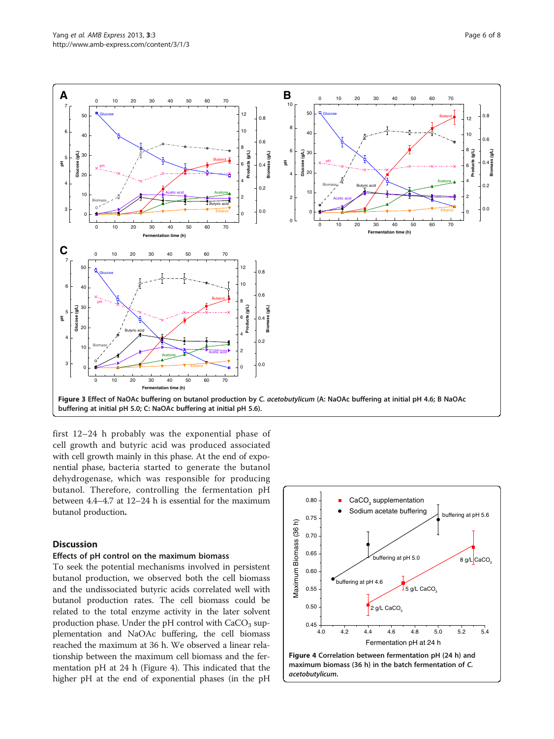**Figure 3 Effect of NaOAc buffering on butanol production by *C. acetobutylicum* (A: NaOAc buffering at initial pH 4.6; B NaOAc buffering at initial pH 5.0; C: NaOAc buffering at initial pH 5.6).**

first 12–24 h probably was the exponential phase of cell growth and butyric acid was produced associated with cell growth mainly in this phase. At the end of exponential phase, bacteria started to generate the butanol dehydrogenase, which was responsible for producing butanol. Therefore, controlling the fermentation pH between 4.4–4.7 at 12–24 h is essential for the maximum butanol production**.**

## Discussion

### Effects of pH control on the maximum biomass

To seek the potential mechanisms involved in persistent butanol production, we observed both the cell biomass and the undissociated butyric acids correlated well with butanol production rates. The cell biomass could be related to the total enzyme activity in the later solvent production phase. Under the pH control with $CaCO_3$ supplementation and NaOAc buffering, the cell biomass reached the maximum at 36 h. We observed a linear relationship between the maximum cell biomass and the fermentation pH at 24 h (Figure 4). This indicated that the higher pH at the end of exponential phases (in the pH

**Figure 4 Correlation between fermentation pH (24 h) and maximum biomass (36 h) in the batch fermentation of *C. acetobutylicum*.**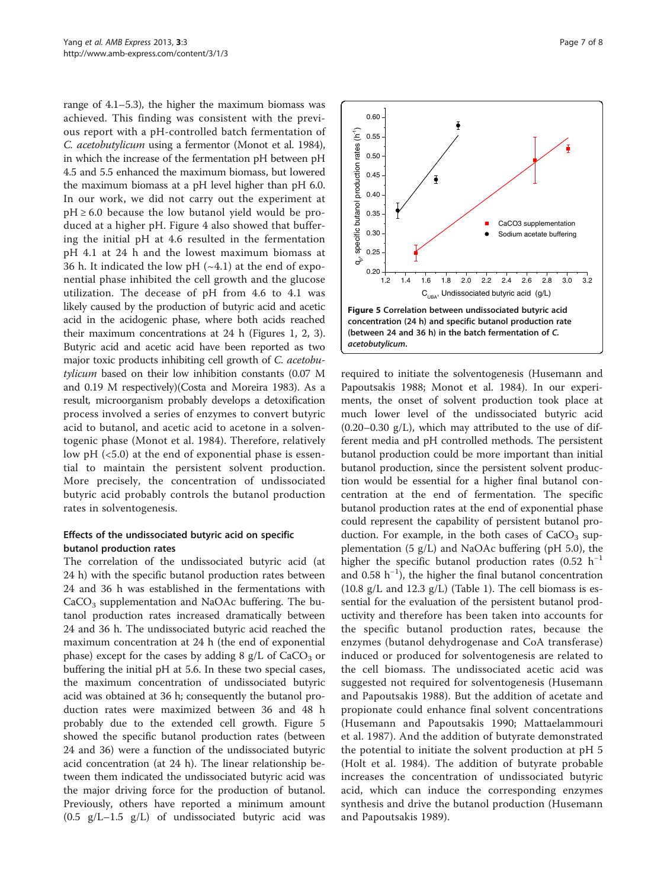range of 4.1–5.3), the higher the maximum biomass was achieved. This finding was consistent with the previous report with a pH-controlled batch fermentation of *C. acetobutylicum* using a fermentor (Monot et al. 1984), in which the increase of the fermentation pH between pH 4.5 and 5.5 enhanced the maximum biomass, but lowered the maximum biomass at a pH level higher than pH 6.0. In our work, we did not carry out the experiment at pH ≥ 6.0 because the low butanol yield would be produced at a higher pH. Figure 4 also showed that buffering the initial pH at 4.6 resulted in the fermentation pH 4.1 at 24 h and the lowest maximum biomass at 36 h. It indicated the low pH (~4.1) at the end of exponential phase inhibited the cell growth and the glucose utilization. The decease of pH from 4.6 to 4.1 was likely caused by the production of butyric acid and acetic acid in the acidogenic phase, where both acids reached their maximum concentrations at 24 h (Figures 1, 2, 3). Butyric acid and acetic acid have been reported as two major toxic products inhibiting cell growth of *C. acetobutylicum* based on their low inhibition constants (0.07 M and 0.19 M respectively)(Costa and Moreira 1983). As a result, microorganism probably develops a detoxification process involved a series of enzymes to convert butyric acid to butanol, and acetic acid to acetone in a solventogenic phase (Monot et al. 1984). Therefore, relatively low pH (<5.0) at the end of exponential phase is essential to maintain the persistent solvent production. More precisely, the concentration of undissociated butyric acid probably controls the butanol production rates in solventogenesis.

### Effects of the undissociated butyric acid on specific butanol production rates

The correlation of the undissociated butyric acid (at 24 h) with the specific butanol production rates between 24 and 36 h was established in the fermentations with $CaCO_3$ supplementation and NaOAc buffering. The butanol production rates increased dramatically between 24 and 36 h. The undissociated butyric acid reached the maximum concentration at 24 h (the end of exponential phase) except for the cases by adding 8 g/L of $CaCO_3$ or buffering the initial pH at 5.6. In these two special cases, the maximum concentration of undissociated butyric acid was obtained at 36 h; consequently the butanol production rates were maximized between 36 and 48 h probably due to the extended cell growth. Figure 5 showed the specific butanol production rates (between 24 and 36) were a function of the undissociated butyric acid concentration (at 24 h). The linear relationship between them indicated the undissociated butyric acid was the major driving force for the production of butanol. Previously, others have reported a minimum amount (0.5 g/L–1.5 g/L) of undissociated butyric acid was required to initiate the solventogenesis (Husemann and Papoutsakis 1988; Monot et al. 1984). In our experiments, the onset of solvent production took place at much lower level of the undissociated butyric acid (0.20–0.30 g/L), which may attributed to the use of different media and pH controlled methods. The persistent butanol production could be more important than initial butanol production, since the persistent solvent production would be essential for a higher final butanol concentration at the end of fermentation. The specific butanol production rates at the end of exponential phase could represent the capability of persistent butanol production. For example, in the both cases of $CaCO_3$ supplementation (5 g/L) and NaOAc buffering (pH 5.0), the higher the specific butanol production rates (0.52 $h^{-1}$ and 0.58 $h^{-1}$), the higher the final butanol concentration (10.8 g/L and 12.3 g/L) (Table 1). The cell biomass is essential for the evaluation of the persistent butanol productivity and therefore has been taken into accounts for the specific butanol production rates, because the enzymes (butanol dehydrogenase and CoA transferase) induced or produced for solventogenesis are related to the cell biomass. The undissociated acetic acid was suggested not required for solventogenesis (Husemann and Papoutsakis 1988). But the addition of acetate and propionate could enhance final solvent concentrations (Husemann and Papoutsakis 1990; Mattaelammouri et al. 1987). And the addition of butyrate demonstrated the potential to initiate the solvent production at pH 5 (Holt et al. 1984). The addition of butyrate probable increases the concentration of undissociated butyric acid, which can induce the corresponding enzymes synthesis and drive the butanol production (Husemann and Papoutsakis 1989).

**Figure 5 Correlation between undissociated butyric acid concentration (24 h) and specific butanol production rate (between 24 and 36 h) in the batch fermentation of *C. acetobutylicum*.**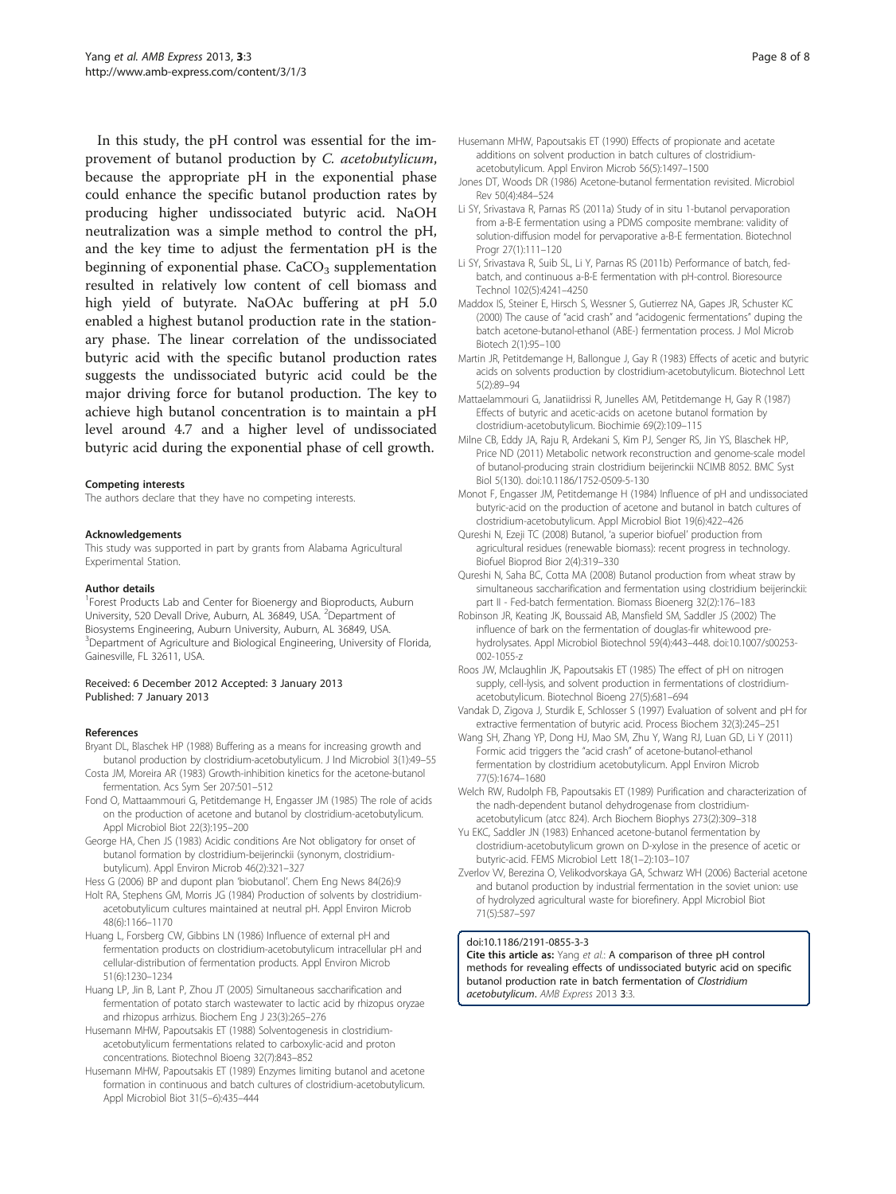In this study, the pH control was essential for the improvement of butanol production by *C. acetobutylicum*, because the appropriate pH in the exponential phase could enhance the specific butanol production rates by producing higher undissociated butyric acid. NaOH neutralization was a simple method to control the pH, and the key time to adjust the fermentation pH is the beginning of exponential phase. $CaCO_3$ supplementation resulted in relatively low content of cell biomass and high yield of butyrate. NaOAc buffering at pH 5.0 enabled a highest butanol production rate in the stationary phase. The linear correlation of the undissociated butyric acid with the specific butanol production rates suggests the undissociated butyric acid could be the major driving force for butanol production. The key to achieve high butanol concentration is to maintain a pH level around 4.7 and a higher level of undissociated butyric acid during the exponential phase of cell growth.

#### Competing interests

The authors declare that they have no competing interests.

#### Acknowledgements

This study was supported in part by grants from Alabama Agricultural Experimental Station.

#### Author details

[1]Forest Products Lab and Center for Bioenergy and Bioproducts, Auburn University, 520 Devall Drive, Auburn, AL 36849, USA. [2]Department of Biosystems Engineering, Auburn University, Auburn, AL 36849, USA. [3]Department of Agriculture and Biological Engineering, University of Florida, Gainesville, FL 32611, USA.

Received: 6 December 2012 Accepted: 3 January 2013
Published: 7 January 2013

#### References

Bryant DL, Blaschek HP (1988) Buffering as a means for increasing growth and butanol production by clostridium-acetobutylicum. J Ind Microbiol 3(1):49–55

Costa JM, Moreira AR (1983) Growth-inhibition kinetics for the acetone-butanol fermentation. Acs Sym Ser 207:501–512

Fond O, Mattaammouri G, Petitdemange H, Engasser JM (1985) The role of acids on the production of acetone and butanol by clostridium-acetobutylicum. Appl Microbiol Biot 22(3):195–200

George HA, Chen JS (1983) Acidic conditions Are Not obligatory for onset of butanol formation by clostridium-beijerinckii (synonym, clostridium-butylicum). Appl Environ Microb 46(2):321–327

Hess G (2006) BP and dupont plan 'biobutanol'. Chem Eng News 84(26):9

Holt RA, Stephens GM, Morris JG (1984) Production of solvents by clostridium-acetobutylicum cultures maintained at neutral pH. Appl Environ Microb 48(6):1166–1170

Huang L, Forsberg CW, Gibbins LN (1986) Influence of external pH and fermentation products on clostridium-acetobutylicum intracellular pH and cellular-distribution of fermentation products. Appl Environ Microb 51(6):1230–1234

Huang LP, Jin B, Lant P, Zhou JT (2005) Simultaneous saccharification and fermentation of potato starch wastewater to lactic acid by rhizopus oryzae and rhizopus arrhizus. Biochem Eng J 23(3):265–276

Husemann MHW, Papoutsakis ET (1988) Solventogenesis in clostridium-acetobutylicum fermentations related to carboxylic-acid and proton concentrations. Biotechnol Bioeng 32(7):843–852

Husemann MHW, Papoutsakis ET (1989) Enzymes limiting butanol and acetone formation in continuous and batch cultures of clostridium-acetobutylicum. Appl Microbiol Biot 31(5–6):435–444

Husemann MHW, Papoutsakis ET (1990) Effects of propionate and acetate additions on solvent production in batch cultures of clostridium-acetobutylicum. Appl Environ Microb 56(5):1497–1500

Jones DT, Woods DR (1986) Acetone-butanol fermentation revisited. Microbiol Rev 50(4):484–524

Li SY, Srivastava R, Parnas RS (2011a) Study of in situ 1-butanol pervaporation from a-B-E fermentation using a PDMS composite membrane: validity of solution-diffusion model for pervaporative a-B-E fermentation. Biotechnol Progr 27(1):111–120

Li SY, Srivastava R, Suib SL, Li Y, Parnas RS (2011b) Performance of batch, fed-batch, and continuous a-B-E fermentation with pH-control. Bioresource Technol 102(5):4241–4250

Maddox IS, Steiner E, Hirsch S, Wessner S, Gutierrez NA, Gapes JR, Schuster KC (2000) The cause of "acid crash" and "acidogenic fermentations" duping the batch acetone-butanol-ethanol (ABE-) fermentation process. J Mol Microb Biotech 2(1):95–100

Martin JR, Petitdemange H, Ballongue J, Gay R (1983) Effects of acetic and butyric acids on solvents production by clostridium-acetobutylicum. Biotechnol Lett 5(2):89–94

Mattaelammouri G, Janatiidrissi R, Junelles AM, Petitdemange H, Gay R (1987) Effects of butyric and acetic-acids on acetone butanol formation by clostridium-acetobutylicum. Biochimie 69(2):109–115

Milne CB, Eddy JA, Raju R, Ardekani S, Kim PJ, Senger RS, Jin YS, Blaschek HP, Price ND (2011) Metabolic network reconstruction and genome-scale model of butanol-producing strain clostridium beijerinckii NCIMB 8052. BMC Syst Biol 5(130). doi:10.1186/1752-0509-5-130

Monot F, Engasser JM, Petitdemange H (1984) Influence of pH and undissociated butyric-acid on the production of acetone and butanol in batch cultures of clostridium-acetobutylicum. Appl Microbiol Biot 19(6):422–426

Qureshi N, Ezeji TC (2008) Butanol, 'a superior biofuel' production from agricultural residues (renewable biomass): recent progress in technology. Biofuel Bioprod Bior 2(4):319–330

Qureshi N, Saha BC, Cotta MA (2008) Butanol production from wheat straw by simultaneous saccharification and fermentation using clostridium beijerinckii: part II - Fed-batch fermentation. Biomass Bioenerg 32(2):176–183

Robinson JR, Keating JK, Boussaid AB, Mansfield SM, Saddler JS (2002) The influence of bark on the fermentation of douglas-fir whitewood pre-hydrolysates. Appl Microbiol Biotechnol 59(4):443–448. doi:10.1007/s00253-002-1055-z

Roos JW, Mclaughlin JK, Papoutsakis ET (1985) The effect of pH on nitrogen supply, cell-lysis, and solvent production in fermentations of clostridium-acetobutylicum. Biotechnol Bioeng 27(5):681–694

Vandak D, Zigova J, Sturdik E, Schlosser S (1997) Evaluation of solvent and pH for extractive fermentation of butyric acid. Process Biochem 32(3):245–251

Wang SH, Zhang YP, Dong HJ, Mao SM, Zhu Y, Wang RJ, Luan GD, Li Y (2011) Formic acid triggers the "acid crash" of acetone-butanol-ethanol fermentation by clostridium acetobutylicum. Appl Environ Microb 77(5):1674–1680

Welch RW, Rudolph FB, Papoutsakis ET (1989) Purification and characterization of the nadh-dependent butanol dehydrogenase from clostridium-acetobutylicum (atcc 824). Arch Biochem Biophys 273(2):309–318

Yu EKC, Saddler JN (1983) Enhanced acetone-butanol fermentation by clostridium-acetobutylicum grown on D-xylose in the presence of acetic or butyric-acid. FEMS Microbiol Lett 18(1–2):103–107

Zverlov VV, Berezina O, Velikodvorskaya GA, Schwarz WH (2006) Bacterial acetone and butanol production by industrial fermentation in the soviet union: use of hydrolyzed agricultural waste for biorefinery. Appl Microbiol Biot 71(5):587–597

doi:10.1186/2191-0855-3-3

**Cite this article as:** Yang *et al.*: A comparison of three pH control methods for revealing effects of undissociated butyric acid on specific butanol production rate in batch fermentation of *Clostridium acetobutylicum*. *AMB Express* 2013 **3**:3.